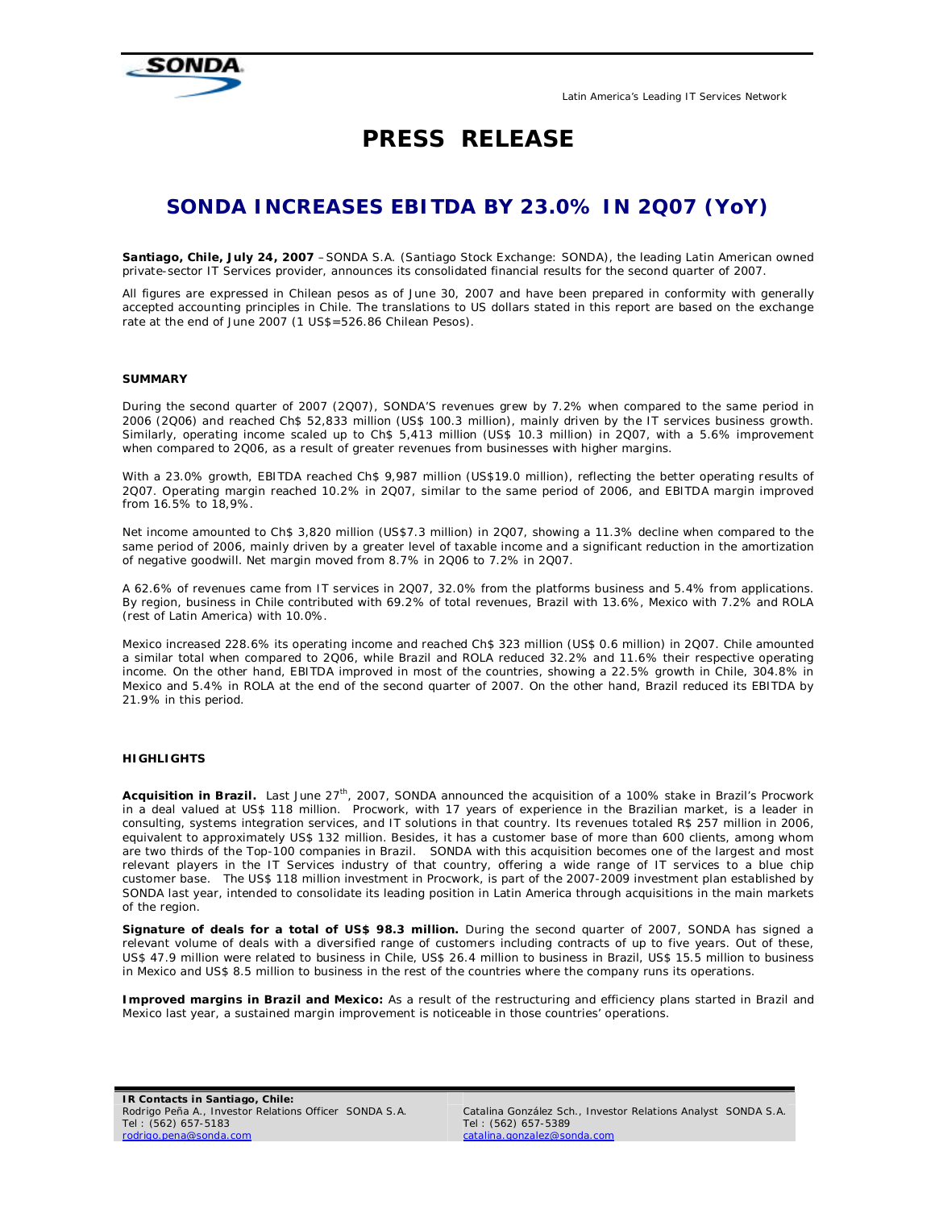Latin America's Leading IT Services Network

# PRESS RELEASE

## SONDA INCREASES EBITDA BY 23.0% IN 2Q07 (YoY)

**Santiago, Chile, July 24, 2007** – SONDA S.A. (Santiago Stock Exchange: SONDA), the leading Latin American owned private-sector IT Services provider, announces its consolidated financial results for the second quarter of 2007.

All figures are expressed in Chilean pesos as of June 30, 2007 and have been prepared in conformity with generally accepted accounting principles in Chile. The translations to US dollars stated in this report are based on the exchange rate at the end of June 2007 (1 US$=526.86 Chilean Pesos).

### SUMMARY

During the second quarter of 2007 (2Q07), SONDA'S revenues grew by 7.2% when compared to the same period in 2006 (2Q06) and reached Ch$ 52,833 million (US$ 100.3 million), mainly driven by the IT services business growth. Similarly, operating income scaled up to Ch$ 5,413 million (US$ 10.3 million) in 2Q07, with a 5.6% improvement when compared to 2Q06, as a result of greater revenues from businesses with higher margins.

With a 23.0% growth, EBITDA reached Ch$ 9,987 million (US$19.0 million), reflecting the better operating results of 2Q07. Operating margin reached 10.2% in 2Q07, similar to the same period of 2006, and EBITDA margin improved from 16.5% to 18,9%.

Net income amounted to Ch$ 3,820 million (US$7.3 million) in 2Q07, showing a 11.3% decline when compared to the same period of 2006, mainly driven by a greater level of taxable income and a significant reduction in the amortization of negative goodwill. Net margin moved from 8.7% in 2Q06 to 7.2% in 2Q07.

A 62.6% of revenues came from IT services in 2Q07, 32.0% from the platforms business and 5.4% from applications. By region, business in Chile contributed with 69.2% of total revenues, Brazil with 13.6%, Mexico with 7.2% and ROLA (rest of Latin America) with 10.0%.

Mexico increased 228.6% its operating income and reached Ch$ 323 million (US$ 0.6 million) in 2Q07. Chile amounted a similar total when compared to 2Q06, while Brazil and ROLA reduced 32.2% and 11.6% their respective operating income. On the other hand, EBITDA improved in most of the countries, showing a 22.5% growth in Chile, 304.8% in Mexico and 5.4% in ROLA at the end of the second quarter of 2007. On the other hand, Brazil reduced its EBITDA by 21.9% in this period.

### HIGHLIGHTS

**Acquisition in Brazil.** Last June 27th, 2007, SONDA announced the acquisition of a 100% stake in Brazil's Procwork in a deal valued at US$ 118 million. Procwork, with 17 years of experience in the Brazilian market, is a leader in consulting, systems integration services, and IT solutions in that country. Its revenues totaled R$ 257 million in 2006, equivalent to approximately US$ 132 million. Besides, it has a customer base of more than 600 clients, among whom are two thirds of the Top-100 companies in Brazil. SONDA with this acquisition becomes one of the largest and most relevant players in the IT Services industry of that country, offering a wide range of IT services to a blue chip customer base. The US$ 118 million investment in Procwork, is part of the 2007-2009 investment plan established by SONDA last year, intended to consolidate its leading position in Latin America through acquisitions in the main markets of the region.

**Signature of deals for a total of US$ 98.3 million.** During the second quarter of 2007, SONDA has signed a relevant volume of deals with a diversified range of customers including contracts of up to five years. Out of these, US$ 47.9 million were related to business in Chile, US$ 26.4 million to business in Brazil, US$ 15.5 million to business in Mexico and US$ 8.5 million to business in the rest of the countries where the company runs its operations.

**Improved margins in Brazil and Mexico:** As a result of the restructuring and efficiency plans started in Brazil and Mexico last year, a sustained margin improvement is noticeable in those countries' operations.

**IR Contacts in Santiago, Chile:**
Rodrigo Peña A., Investor Relations Officer SONDA S.A.
Tel : (562) 657-5183
rodrigo.pena@sonda.com

Catalina González Sch., Investor Relations Analyst SONDA S.A.
Tel : (562) 657-5389
catalina.gonzalez@sonda.com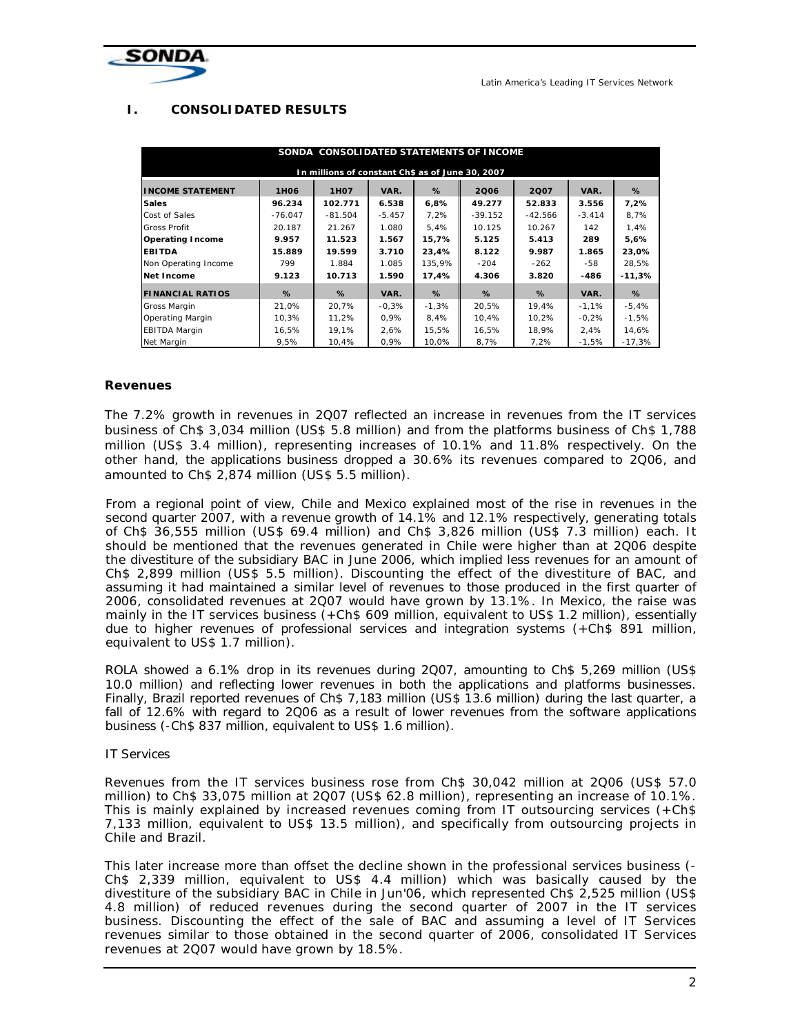## I. CONSOLIDATED RESULTS

| SONDA CONSOLIDATED STATEMENTS OF INCOME | | | | | | | | |
|---|---|---|---|---|---|---|---|---|
| In millions of constant Ch$ as of June 30, 2007 | | | | | | | | |
| **INCOME STATEMENT** | **1H06** | **1H07** | **VAR.** | **%** | **2Q06** | **2Q07** | **VAR.** | **%** |
| **Sales** | **96.234** | **102.771** | **6.538** | **6,8%** | **49.277** | **52.833** | **3.556** | **7,2%** |
| Cost of Sales | -76.047 | -81.504 | -5.457 | 7,2% | -39.152 | -42.566 | -3.414 | 8,7% |
| Gross Profit | 20.187 | 21.267 | 1.080 | 5,4% | 10.125 | 10.267 | 142 | 1,4% |
| **Operating Income** | **9.957** | **11.523** | **1.567** | **15,7%** | **5.125** | **5.413** | **289** | **5,6%** |
| **EBITDA** | **15.889** | **19.599** | **3.710** | **23,4%** | **8.122** | **9.987** | **1.865** | **23,0%** |
| Non Operating Income | 799 | 1.884 | 1.085 | 135,9% | -204 | -262 | -58 | 28,5% |
| **Net Income** | **9.123** | **10.713** | **1.590** | **17,4%** | **4.306** | **3.820** | **-486** | **-11,3%** |
| **FINANCIAL RATIOS** | **%** | **%** | **VAR.** | **%** | **%** | **%** | **VAR.** | **%** |
| Gross Margin | 21,0% | 20,7% | -0,3% | -1,3% | 20,5% | 19,4% | -1,1% | -5,4% |
| Operating Margin | 10,3% | 11,2% | 0,9% | 8,4% | 10,4% | 10,2% | -0,2% | -1,5% |
| EBITDA Margin | 16,5% | 19,1% | 2,6% | 15,5% | 16,5% | 18,9% | 2,4% | 14,6% |
| Net Margin | 9,5% | 10,4% | 0,9% | 10,0% | 8,7% | 7,2% | -1,5% | -17,3% |

### Revenues

The 7.2% growth in revenues in 2Q07 reflected an increase in revenues from the IT services business of Ch$ 3,034 million (US$ 5.8 million) and from the platforms business of Ch$ 1,788 million (US$ 3.4 million), representing increases of 10.1% and 11.8% respectively. On the other hand, the applications business dropped a 30.6% its revenues compared to 2Q06, and amounted to Ch$ 2,874 million (US$ 5.5 million).

From a regional point of view, Chile and Mexico explained most of the rise in revenues in the second quarter 2007, with a revenue growth of 14.1% and 12.1% respectively, generating totals of Ch$ 36,555 million (US$ 69.4 million) and Ch$ 3,826 million (US$ 7.3 million) each. It should be mentioned that the revenues generated in Chile were higher than at 2Q06 despite the divestiture of the subsidiary BAC in June 2006, which implied less revenues for an amount of Ch$ 2,899 million (US$ 5.5 million). Discounting the effect of the divestiture of BAC, and assuming it had maintained a similar level of revenues to those produced in the first quarter of 2006, consolidated revenues at 2Q07 would have grown by 13.1%. In Mexico, the raise was mainly in the IT services business (+Ch$ 609 million, equivalent to US$ 1.2 million), essentially due to higher revenues of professional services and integration systems (+Ch$ 891 million, equivalent to US$ 1.7 million).

ROLA showed a 6.1% drop in its revenues during 2Q07, amounting to Ch$ 5,269 million (US$ 10.0 million) and reflecting lower revenues in both the applications and platforms businesses. Finally, Brazil reported revenues of Ch$ 7,183 million (US$ 13.6 million) during the last quarter, a fall of 12.6% with regard to 2Q06 as a result of lower revenues from the software applications business (-Ch$ 837 million, equivalent to US$ 1.6 million).

IT Services

Revenues from the IT services business rose from Ch$ 30,042 million at 2Q06 (US$ 57.0 million) to Ch$ 33,075 million at 2Q07 (US$ 62.8 million), representing an increase of 10.1%. This is mainly explained by increased revenues coming from IT outsourcing services (+Ch$ 7,133 million, equivalent to US$ 13.5 million), and specifically from outsourcing projects in Chile and Brazil.

This later increase more than offset the decline shown in the professional services business (-Ch$ 2,339 million, equivalent to US$ 4.4 million) which was basically caused by the divestiture of the subsidiary BAC in Chile in Jun'06, which represented Ch$ 2,525 million (US$ 4.8 million) of reduced revenues during the second quarter of 2007 in the IT services business. Discounting the effect of the sale of BAC and assuming a level of IT Services revenues similar to those obtained in the second quarter of 2006, consolidated IT Services revenues at 2Q07 would have grown by 18.5%.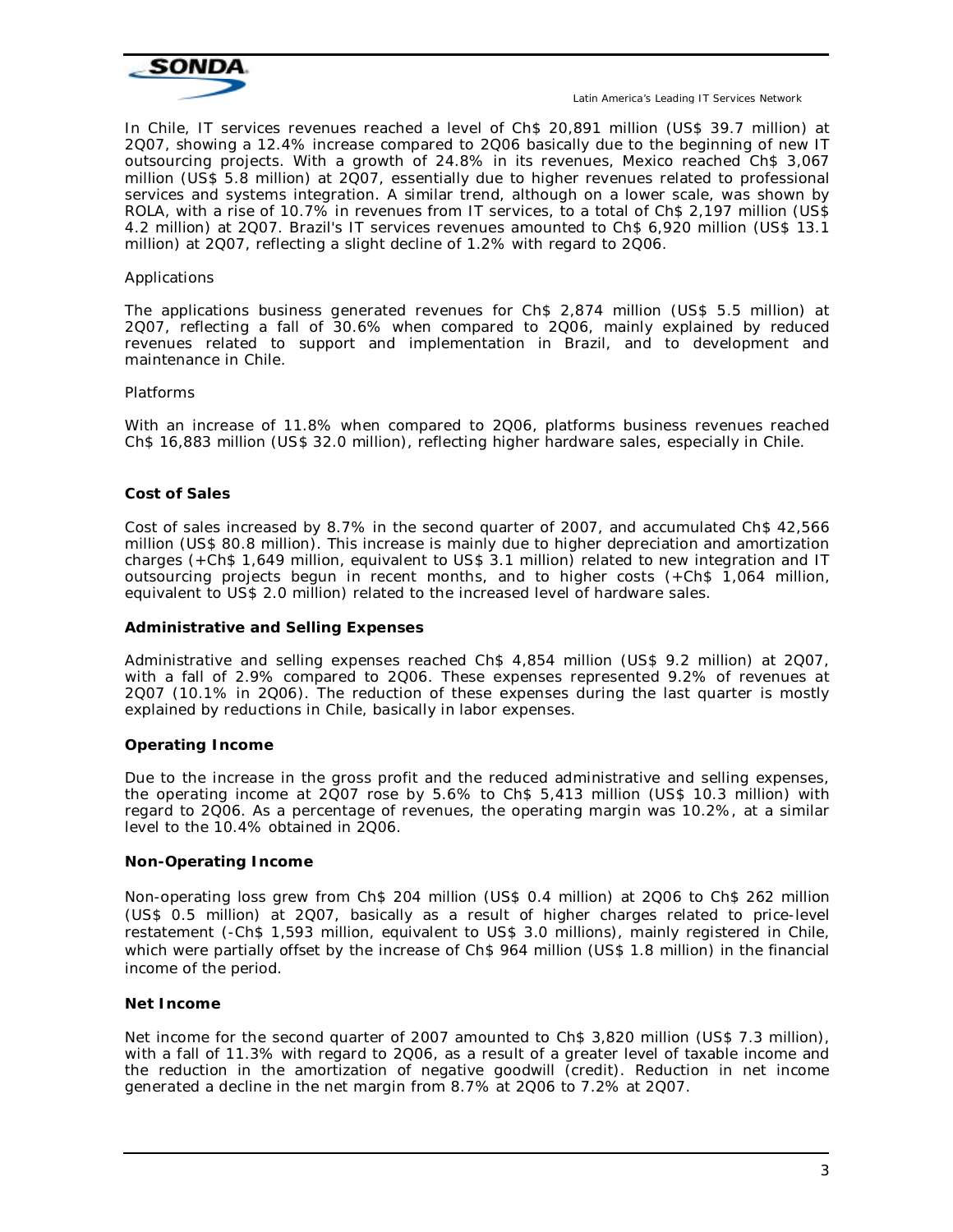In Chile, IT services revenues reached a level of Ch$ 20,891 million (US$ 39.7 million) at 2Q07, showing a 12.4% increase compared to 2Q06 basically due to the beginning of new IT outsourcing projects. With a growth of 24.8% in its revenues, Mexico reached Ch$ 3,067 million (US$ 5.8 million) at 2Q07, essentially due to higher revenues related to professional services and systems integration. A similar trend, although on a lower scale, was shown by ROLA, with a rise of 10.7% in revenues from IT services, to a total of Ch$ 2,197 million (US$ 4.2 million) at 2Q07. Brazil's IT services revenues amounted to Ch$ 6,920 million (US$ 13.1 million) at 2Q07, reflecting a slight decline of 1.2% with regard to 2Q06.

*Applications*

The applications business generated revenues for Ch$ 2,874 million (US$ 5.5 million) at 2Q07, reflecting a fall of 30.6% when compared to 2Q06, mainly explained by reduced revenues related to support and implementation in Brazil, and to development and maintenance in Chile.

*Platforms*

With an increase of 11.8% when compared to 2Q06, platforms business revenues reached Ch$ 16,883 million (US$ 32.0 million), reflecting higher hardware sales, especially in Chile.

### Cost of Sales

Cost of sales increased by 8.7% in the second quarter of 2007, and accumulated Ch$ 42,566 million (US$ 80.8 million). This increase is mainly due to higher depreciation and amortization charges (+Ch$ 1,649 million, equivalent to US$ 3.1 million) related to new integration and IT outsourcing projects begun in recent months, and to higher costs (+Ch$ 1,064 million, equivalent to US$ 2.0 million) related to the increased level of hardware sales.

### Administrative and Selling Expenses

Administrative and selling expenses reached Ch$ 4,854 million (US$ 9.2 million) at 2Q07, with a fall of 2.9% compared to 2Q06. These expenses represented 9.2% of revenues at 2Q07 (10.1% in 2Q06). The reduction of these expenses during the last quarter is mostly explained by reductions in Chile, basically in labor expenses.

### Operating Income

Due to the increase in the gross profit and the reduced administrative and selling expenses, the operating income at 2Q07 rose by 5.6% to Ch$ 5,413 million (US$ 10.3 million) with regard to 2Q06. As a percentage of revenues, the operating margin was 10.2%, at a similar level to the 10.4% obtained in 2Q06.

### Non-Operating Income

Non-operating loss grew from Ch$ 204 million (US$ 0.4 million) at 2Q06 to Ch$ 262 million (US$ 0.5 million) at 2Q07, basically as a result of higher charges related to price-level restatement (-Ch$ 1,593 million, equivalent to US$ 3.0 millions), mainly registered in Chile, which were partially offset by the increase of Ch$ 964 million (US$ 1.8 million) in the financial income of the period.

### Net Income

Net income for the second quarter of 2007 amounted to Ch$ 3,820 million (US$ 7.3 million), with a fall of 11.3% with regard to 2Q06, as a result of a greater level of taxable income and the reduction in the amortization of negative goodwill (credit). Reduction in net income generated a decline in the net margin from 8.7% at 2Q06 to 7.2% at 2Q07.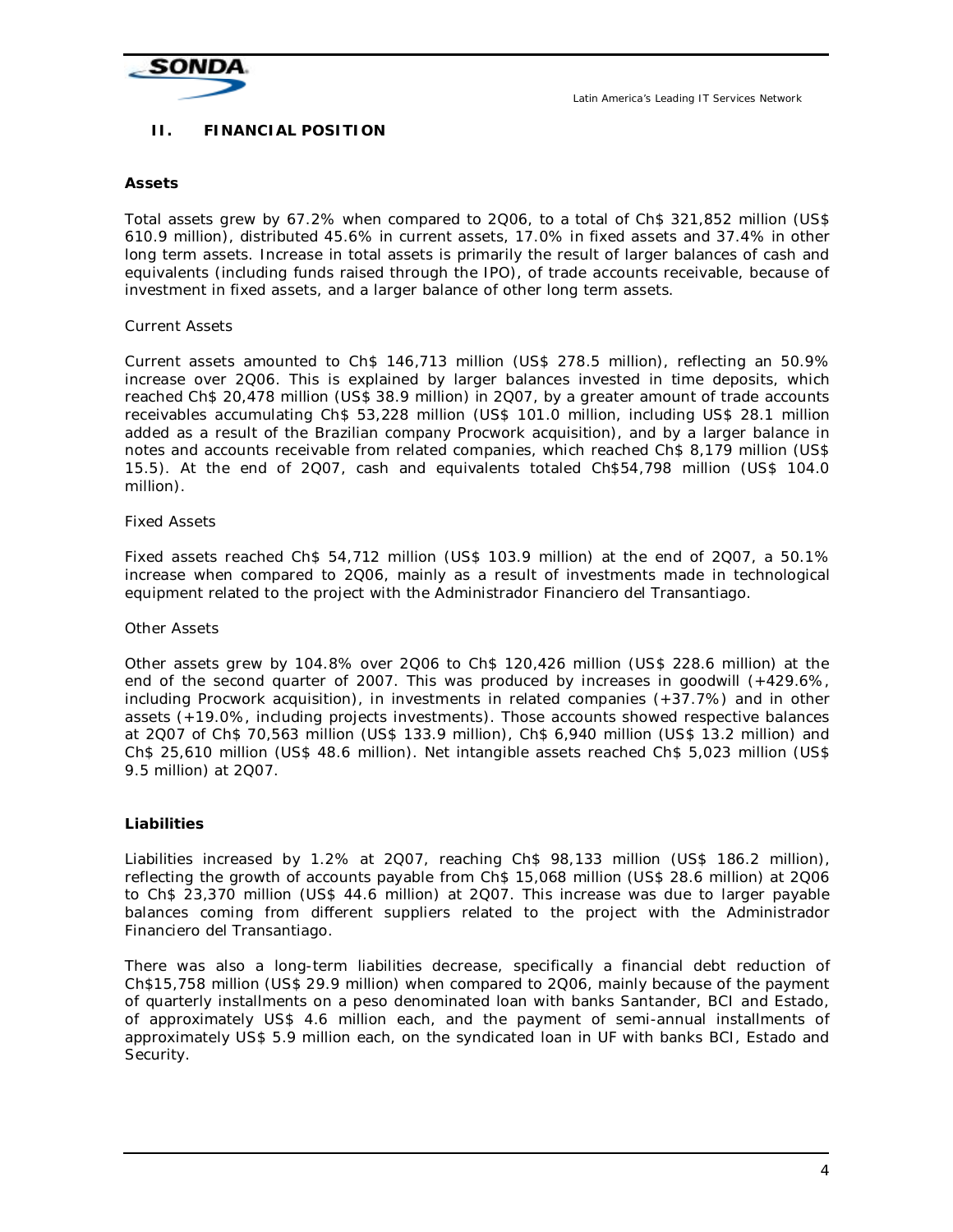## II. FINANCIAL POSITION

### Assets

Total assets grew by 67.2% when compared to 2Q06, to a total of Ch$ 321,852 million (US$ 610.9 million), distributed 45.6% in current assets, 17.0% in fixed assets and 37.4% in other long term assets. Increase in total assets is primarily the result of larger balances of cash and equivalents (including funds raised through the IPO), of trade accounts receivable, because of investment in fixed assets, and a larger balance of other long term assets.

Current Assets

Current assets amounted to Ch$ 146,713 million (US$ 278.5 million), reflecting an 50.9% increase over 2Q06. This is explained by larger balances invested in time deposits, which reached Ch$ 20,478 million (US$ 38.9 million) in 2Q07, by a greater amount of trade accounts receivables accumulating Ch$ 53,228 million (US$ 101.0 million, including US$ 28.1 million added as a result of the Brazilian company Procwork acquisition), and by a larger balance in notes and accounts receivable from related companies, which reached Ch$ 8,179 million (US$ 15.5). At the end of 2Q07, cash and equivalents totaled Ch$54,798 million (US$ 104.0 million).

Fixed Assets

Fixed assets reached Ch$ 54,712 million (US$ 103.9 million) at the end of 2Q07, a 50.1% increase when compared to 2Q06, mainly as a result of investments made in technological equipment related to the project with the Administrador Financiero del Transantiago.

Other Assets

Other assets grew by 104.8% over 2Q06 to Ch$ 120,426 million (US$ 228.6 million) at the end of the second quarter of 2007. This was produced by increases in goodwill (+429.6%, including Procwork acquisition), in investments in related companies (+37.7%) and in other assets (+19.0%, including projects investments). Those accounts showed respective balances at 2Q07 of Ch$ 70,563 million (US$ 133.9 million), Ch$ 6,940 million (US$ 13.2 million) and Ch$ 25,610 million (US$ 48.6 million). Net intangible assets reached Ch$ 5,023 million (US$ 9.5 million) at 2Q07.

### Liabilities

Liabilities increased by 1.2% at 2Q07, reaching Ch$ 98,133 million (US$ 186.2 million), reflecting the growth of accounts payable from Ch$ 15,068 million (US$ 28.6 million) at 2Q06 to Ch$ 23,370 million (US$ 44.6 million) at 2Q07. This increase was due to larger payable balances coming from different suppliers related to the project with the Administrador Financiero del Transantiago.

There was also a long-term liabilities decrease, specifically a financial debt reduction of Ch$15,758 million (US$ 29.9 million) when compared to 2Q06, mainly because of the payment of quarterly installments on a peso denominated loan with banks Santander, BCI and Estado, of approximately US$ 4.6 million each, and the payment of semi-annual installments of approximately US$ 5.9 million each, on the syndicated loan in UF with banks BCI, Estado and Security.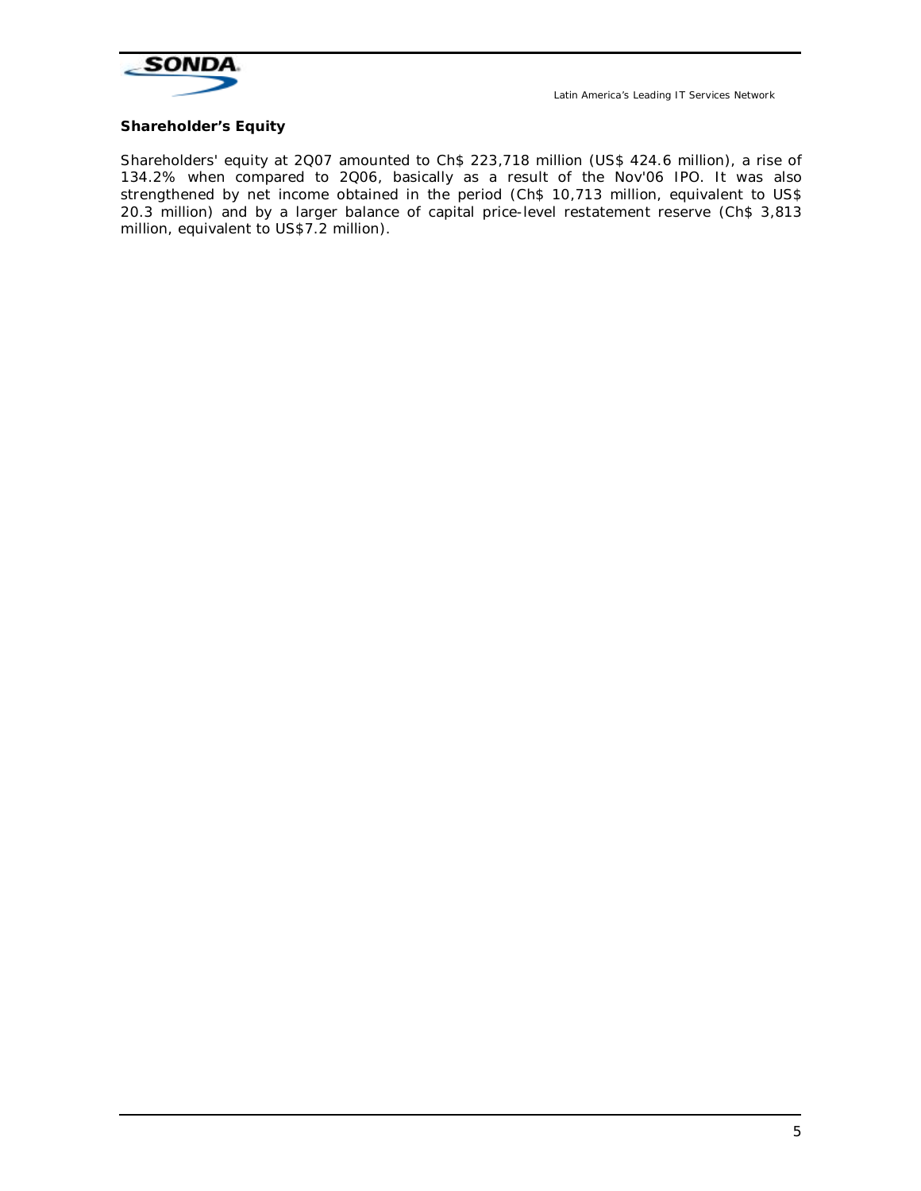**Shareholder's Equity**

Shareholders' equity at 2Q07 amounted to Ch$ 223,718 million (US$ 424.6 million), a rise of 134.2% when compared to 2Q06, basically as a result of the Nov'06 IPO. It was also strengthened by net income obtained in the period (Ch$ 10,713 million, equivalent to US$ 20.3 million) and by a larger balance of capital price-level restatement reserve (Ch$ 3,813 million, equivalent to US$7.2 million).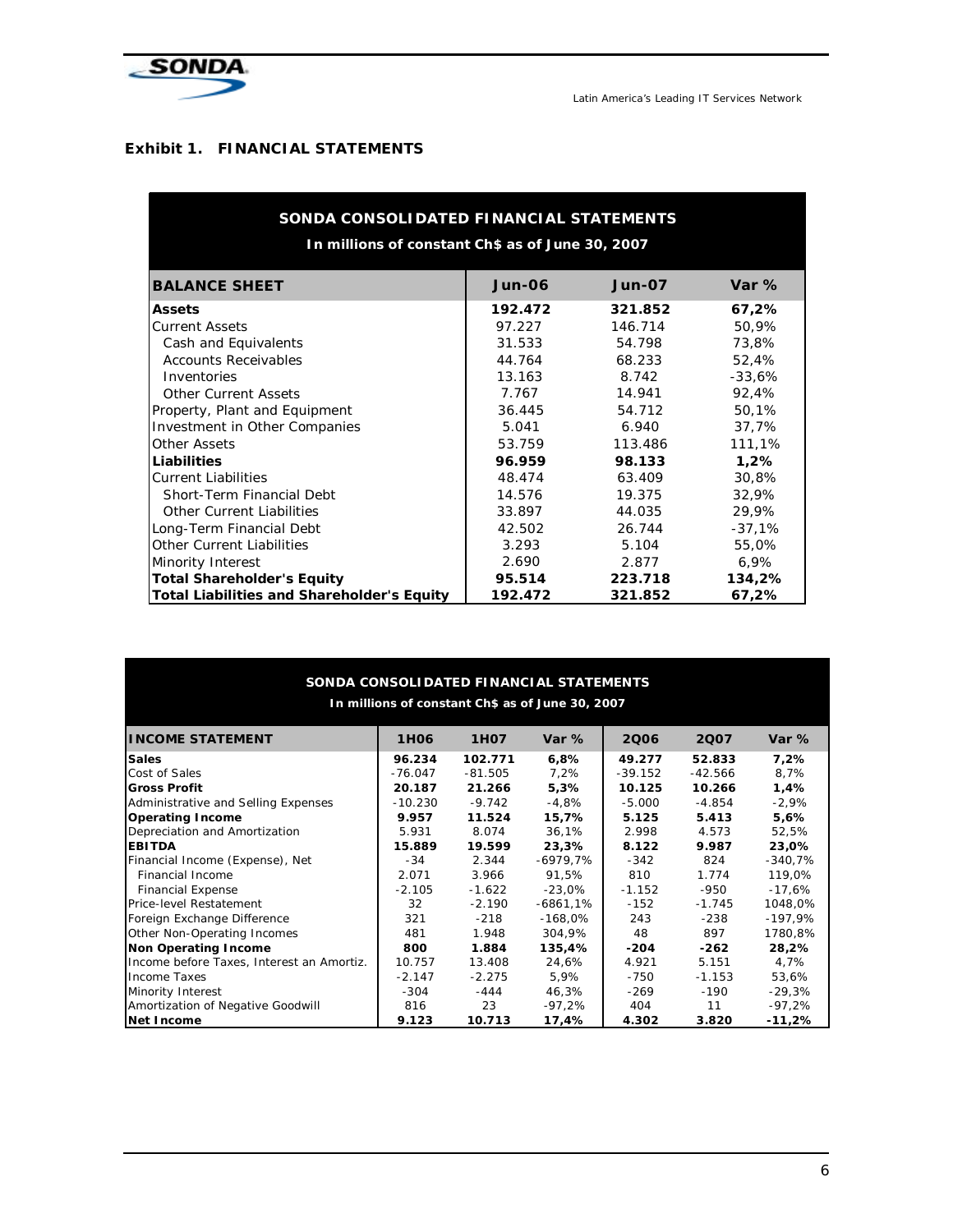## Exhibit 1. FINANCIAL STATEMENTS

**SONDA CONSOLIDATED FINANCIAL STATEMENTS**

**In millions of constant Ch$ as of June 30, 2007**

| BALANCE SHEET | Jun-06 | Jun-07 | Var % |
|---|---|---|---|
| **Assets** | **192.472** | **321.852** | **67,2%** |
| Current Assets | 97.227 | 146.714 | 50,9% |
| Cash and Equivalents | 31.533 | 54.798 | 73,8% |
| Accounts Receivables | 44.764 | 68.233 | 52,4% |
| Inventories | 13.163 | 8.742 | -33,6% |
| Other Current Assets | 7.767 | 14.941 | 92,4% |
| Property, Plant and Equipment | 36.445 | 54.712 | 50,1% |
| Investment in Other Companies | 5.041 | 6.940 | 37,7% |
| Other Assets | 53.759 | 113.486 | 111,1% |
| **Liabilities** | **96.959** | **98.133** | **1,2%** |
| Current Liabilities | 48.474 | 63.409 | 30,8% |
| Short-Term Financial Debt | 14.576 | 19.375 | 32,9% |
| Other Current Liabilities | 33.897 | 44.035 | 29,9% |
| Long-Term Financial Debt | 42.502 | 26.744 | -37,1% |
| Other Current Liabilities | 3.293 | 5.104 | 55,0% |
| Minority Interest | 2.690 | 2.877 | 6,9% |
| **Total Shareholder's Equity** | **95.514** | **223.718** | **134,2%** |
| **Total Liabilities and Shareholder's Equity** | **192.472** | **321.852** | **67,2%** |

**SONDA CONSOLIDATED FINANCIAL STATEMENTS**

**In millions of constant Ch$ as of June 30, 2007**

| INCOME STATEMENT | 1H06 | 1H07 | Var % | 2Q06 | 2Q07 | Var % |
|---|---|---|---|---|---|---|
| **Sales** | **96.234** | **102.771** | **6,8%** | **49.277** | **52.833** | **7,2%** |
| Cost of Sales | -76.047 | -81.505 | 7,2% | -39.152 | -42.566 | 8,7% |
| **Gross Profit** | **20.187** | **21.266** | **5,3%** | **10.125** | **10.266** | **1,4%** |
| Administrative and Selling Expenses | -10.230 | -9.742 | -4,8% | -5.000 | -4.854 | -2,9% |
| **Operating Income** | **9.957** | **11.524** | **15,7%** | **5.125** | **5.413** | **5,6%** |
| Depreciation and Amortization | 5.931 | 8.074 | 36,1% | 2.998 | 4.573 | 52,5% |
| **EBITDA** | **15.889** | **19.599** | **23,3%** | **8.122** | **9.987** | **23,0%** |
| Financial Income (Expense), Net | -34 | 2.344 | -6979,7% | -342 | 824 | -340,7% |
| Financial Income | 2.071 | 3.966 | 91,5% | 810 | 1.774 | 119,0% |
| Financial Expense | -2.105 | -1.622 | -23,0% | -1.152 | -950 | -17,6% |
| Price-level Restatement | 32 | -2.190 | -6861,1% | -152 | -1.745 | 1048,0% |
| Foreign Exchange Difference | 321 | -218 | -168,0% | 243 | -238 | -197,9% |
| Other Non-Operating Incomes | 481 | 1.948 | 304,9% | 48 | 897 | 1780,8% |
| **Non Operating Income** | **800** | **1.884** | **135,4%** | **-204** | **-262** | **28,2%** |
| Income before Taxes, Interest an Amortiz. | 10.757 | 13.408 | 24,6% | 4.921 | 5.151 | 4,7% |
| Income Taxes | -2.147 | -2.275 | 5,9% | -750 | -1.153 | 53,6% |
| Minority Interest | -304 | -444 | 46,3% | -269 | -190 | -29,3% |
| Amortization of Negative Goodwill | 816 | 23 | -97,2% | 404 | 11 | -97,2% |
| **Net Income** | **9.123** | **10.713** | **17,4%** | **4.302** | **3.820** | **-11,2%** |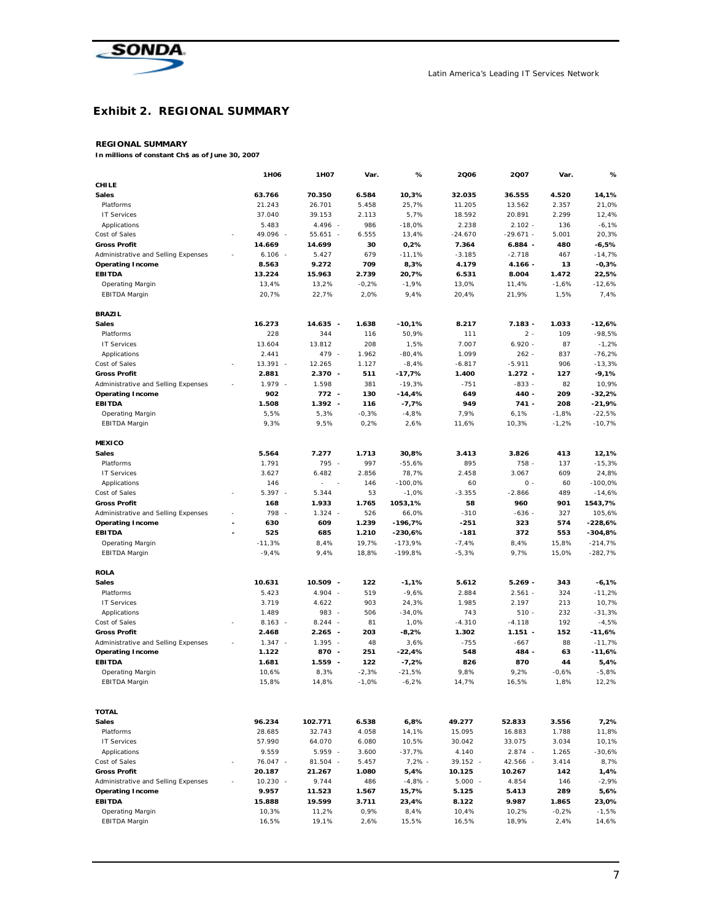# Exhibit 2. REGIONAL SUMMARY

**REGIONAL SUMMARY**

**In millions of constant Ch$ as of June 30, 2007**

| | 1H06 | 1H07 | Var. | % | 2Q06 | 2Q07 | Var. | % |
|---|---|---|---|---|---|---|---|---|
| **CHILE** | | | | | | | | |
| **Sales** | **63.766** | **70.350** | **6.584** | **10,3%** | **32.035** | **36.555** | **4.520** | **14,1%** |
| Platforms | 21.243 | 26.701 | 5.458 | 25,7% | 11.205 | 13.562 | 2.357 | 21,0% |
| IT Services | 37.040 | 39.153 | 2.113 | 5,7% | 18.592 | 20.891 | 2.299 | 12,4% |
| Applications | 5.483 | 4.496 | -986 | -18,0% | 2.238 | 2.102 | -136 | -6,1% |
| Cost of Sales | -49.096 | -55.651 | -6.555 | 13,4% | -24.670 | -29.671 | -5.001 | 20,3% |
| **Gross Profit** | **14.669** | **14.699** | **30** | **0,2%** | **7.364** | **6.884** | **-480** | **-6,5%** |
| Administrative and Selling Expenses | -6.106 | -5.427 | 679 | -11,1% | -3.185 | -2.718 | 467 | -14,7% |
| **Operating Income** | **8.563** | **9.272** | **709** | **8,3%** | **4.179** | **4.166** | **-13** | **-0,3%** |
| **EBITDA** | **13.224** | **15.963** | **2.739** | **20,7%** | **6.531** | **8.004** | **1.472** | **22,5%** |
| Operating Margin | 13,4% | 13,2% | -0,2% | -1,9% | 13,0% | 11,4% | -1,6% | -12,6% |
| EBITDA Margin | 20,7% | 22,7% | 2,0% | 9,4% | 20,4% | 21,9% | 1,5% | 7,4% |
| **BRAZIL** | | | | | | | | |
| **Sales** | **16.273** | **14.635** | **-1.638** | **-10,1%** | **8.217** | **7.183** | **-1.033** | **-12,6%** |
| Platforms | 228 | 344 | 116 | 50,9% | 111 | 2 | -109 | -98,5% |
| IT Services | 13.604 | 13.812 | 208 | 1,5% | 7.007 | 6.920 | -87 | -1,2% |
| Applications | 2.441 | 479 | -1.962 | -80,4% | 1.099 | 262 | -837 | -76,2% |
| Cost of Sales | -13.391 | -12.265 | 1.127 | -8,4% | -6.817 | -5.911 | 906 | -13,3% |
| **Gross Profit** | **2.881** | **2.370** | **-511** | **-17,7%** | **1.400** | **1.272** | **-127** | **-9,1%** |
| Administrative and Selling Expenses | -1.979 | -1.598 | 381 | -19,3% | -751 | -833 | -82 | 10,9% |
| **Operating Income** | **902** | **772** | **-130** | **-14,4%** | **649** | **440** | **-209** | **-32,2%** |
| **EBITDA** | **1.508** | **1.392** | **-116** | **-7,7%** | **949** | **741** | **-208** | **-21,9%** |
| Operating Margin | 5,5% | 5,3% | -0,3% | -4,8% | 7,9% | 6,1% | -1,8% | -22,5% |
| EBITDA Margin | 9,3% | 9,5% | 0,2% | 2,6% | 11,6% | 10,3% | -1,2% | -10,7% |
| **MEXICO** | | | | | | | | |
| **Sales** | **5.564** | **7.277** | **1.713** | **30,8%** | **3.413** | **3.826** | **413** | **12,1%** |
| Platforms | 1.791 | 795 | -997 | -55,6% | 895 | 758 | -137 | -15,3% |
| IT Services | 3.627 | 6.482 | 2.856 | 78,7% | 2.458 | 3.067 | 609 | 24,8% |
| Applications | 146 | - | -146 | -100,0% | 60 | 0 | -60 | -100,0% |
| Cost of Sales | -5.397 | -5.344 | 53 | -1,0% | -3.355 | -2.866 | 489 | -14,6% |
| **Gross Profit** | **168** | **1.933** | **1.765** | **1053,1%** | **58** | **960** | **901** | **1543,7%** |
| Administrative and Selling Expenses | -798 | -1.324 | -526 | 66,0% | -310 | -636 | -327 | 105,6% |
| **Operating Income** | **-630** | **609** | **1.239** | **-196,7%** | **-251** | **323** | **574** | **-228,6%** |
| **EBITDA** | **-525** | **685** | **1.210** | **-230,6%** | **-181** | **372** | **553** | **-304,8%** |
| Operating Margin | -11,3% | 8,4% | 19,7% | -173,9% | -7,4% | 8,4% | 15,8% | -214,7% |
| EBITDA Margin | -9,4% | 9,4% | 18,8% | -199,8% | -5,3% | 9,7% | 15,0% | -282,7% |
| **ROLA** | | | | | | | | |
| **Sales** | **10.631** | **10.509** | **-122** | **-1,1%** | **5.612** | **5.269** | **-343** | **-6,1%** |
| Platforms | 5.423 | 4.904 | -519 | -9,6% | 2.884 | 2.561 | -324 | -11,2% |
| IT Services | 3.719 | 4.622 | 903 | 24,3% | 1.985 | 2.197 | 213 | 10,7% |
| Applications | 1.489 | 983 | -506 | -34,0% | 743 | 510 | -232 | -31,3% |
| Cost of Sales | -8.163 | -8.244 | -81 | 1,0% | -4.310 | -4.118 | 192 | -4,5% |
| **Gross Profit** | **2.468** | **2.265** | **-203** | **-8,2%** | **1.302** | **1.151** | **-152** | **-11,6%** |
| Administrative and Selling Expenses | -1.347 | -1.395 | -48 | 3,6% | -755 | -667 | 88 | -11,7% |
| **Operating Income** | **1.122** | **870** | **-251** | **-22,4%** | **548** | **484** | **-63** | **-11,6%** |
| **EBITDA** | **1.681** | **1.559** | **-122** | **-7,2%** | **826** | **870** | **44** | **5,4%** |
| Operating Margin | 10,6% | 8,3% | -2,3% | -21,5% | 9,8% | 9,2% | -0,6% | -5,8% |
| EBITDA Margin | 15,8% | 14,8% | -1,0% | -6,2% | 14,7% | 16,5% | 1,8% | 12,2% |
| **TOTAL** | | | | | | | | |
| **Sales** | **96.234** | **102.771** | **6.538** | **6,8%** | **49.277** | **52.833** | **3.556** | **7,2%** |
| Platforms | 28.685 | 32.743 | 4.058 | 14,1% | 15.095 | 16.883 | 1.788 | 11,8% |
| IT Services | 57.990 | 64.070 | 6.080 | 10,5% | 30.042 | 33.075 | 3.034 | 10,1% |
| Applications | 9.559 | 5.959 | -3.600 | -37,7% | 4.140 | 2.874 | -1.265 | -30,6% |
| Cost of Sales | -76.047 | -81.504 | -5.457 | 7,2% | -39.152 | -42.566 | -3.414 | 8,7% |
| **Gross Profit** | **20.187** | **21.267** | **1.080** | **5,4%** | **10.125** | **10.267** | **142** | **1,4%** |
| Administrative and Selling Expenses | -10.230 | -9.744 | 486 | -4,8% | -5.000 | -4.854 | 146 | -2,9% |
| **Operating Income** | **9.957** | **11.523** | **1.567** | **15,7%** | **5.125** | **5.413** | **289** | **5,6%** |
| **EBITDA** | **15.888** | **19.599** | **3.711** | **23,4%** | **8.122** | **9.987** | **1.865** | **23,0%** |
| Operating Margin | 10,3% | 11,2% | 0,9% | 8,4% | 10,4% | 10,2% | -0,2% | -1,5% |
| EBITDA Margin | 16,5% | 19,1% | 2,6% | 15,5% | 16,5% | 18,9% | 2,4% | 14,6% |